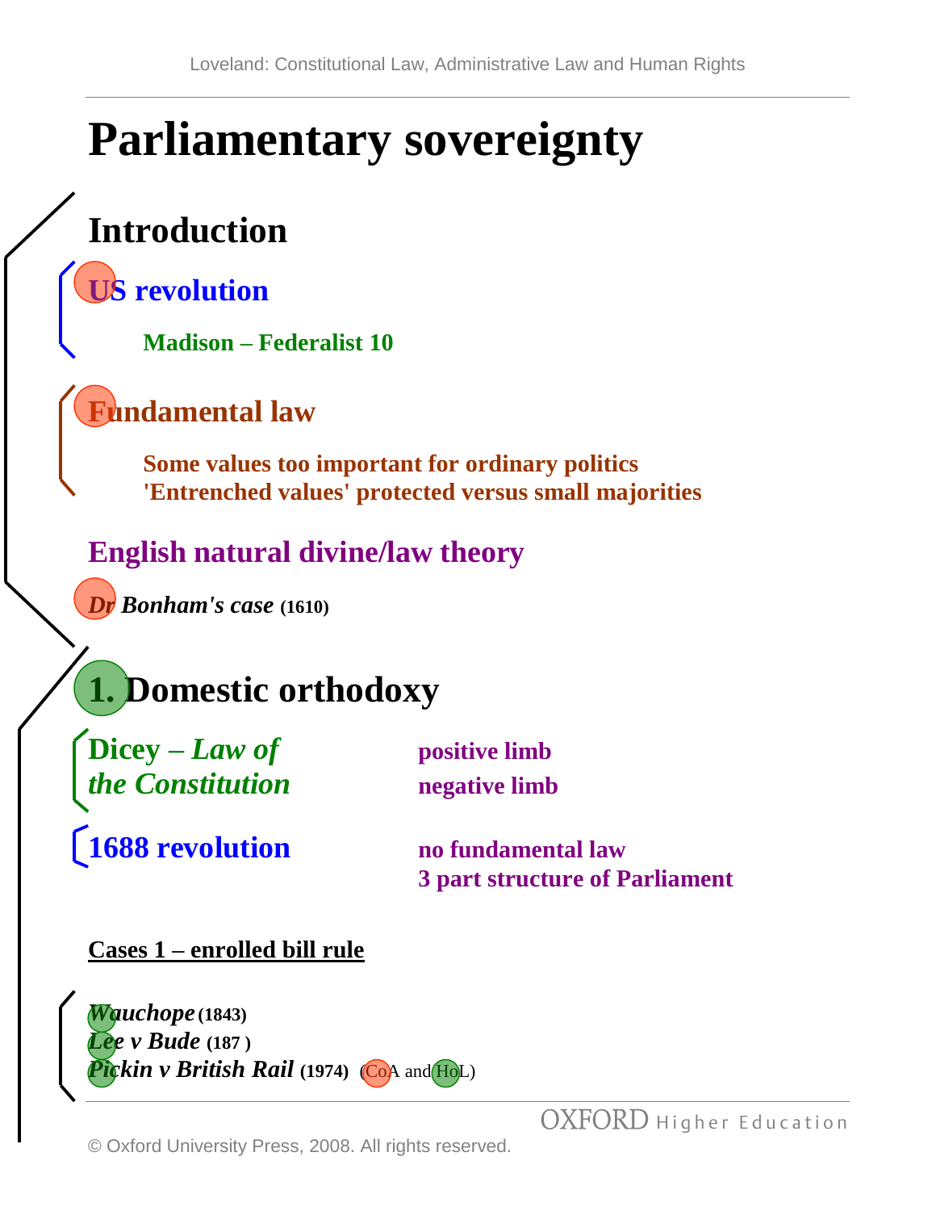# Parliamentary sovereignty

## Introduction

### US revolution

**Madison – Federalist 10**

### Fundamental law

**Some values too important for ordinary politics**
**'Entrenched values' protected versus small majorities**

### English natural divine/law theory

***Dr Bonham's case*** **(1610)**

## 1. Domestic orthodoxy

**Dicey – *Law of the Constitution***

- **positive limb**
- **negative limb**

**1688 revolution**

- **no fundamental law**
- **3 part structure of Parliament**

**Cases 1 – enrolled bill rule**

***Wauchope*** **(1843)**
***Lee v Bude*** **(187 )**
***Pickin v British Rail*** **(1974)** (CoA and HoL)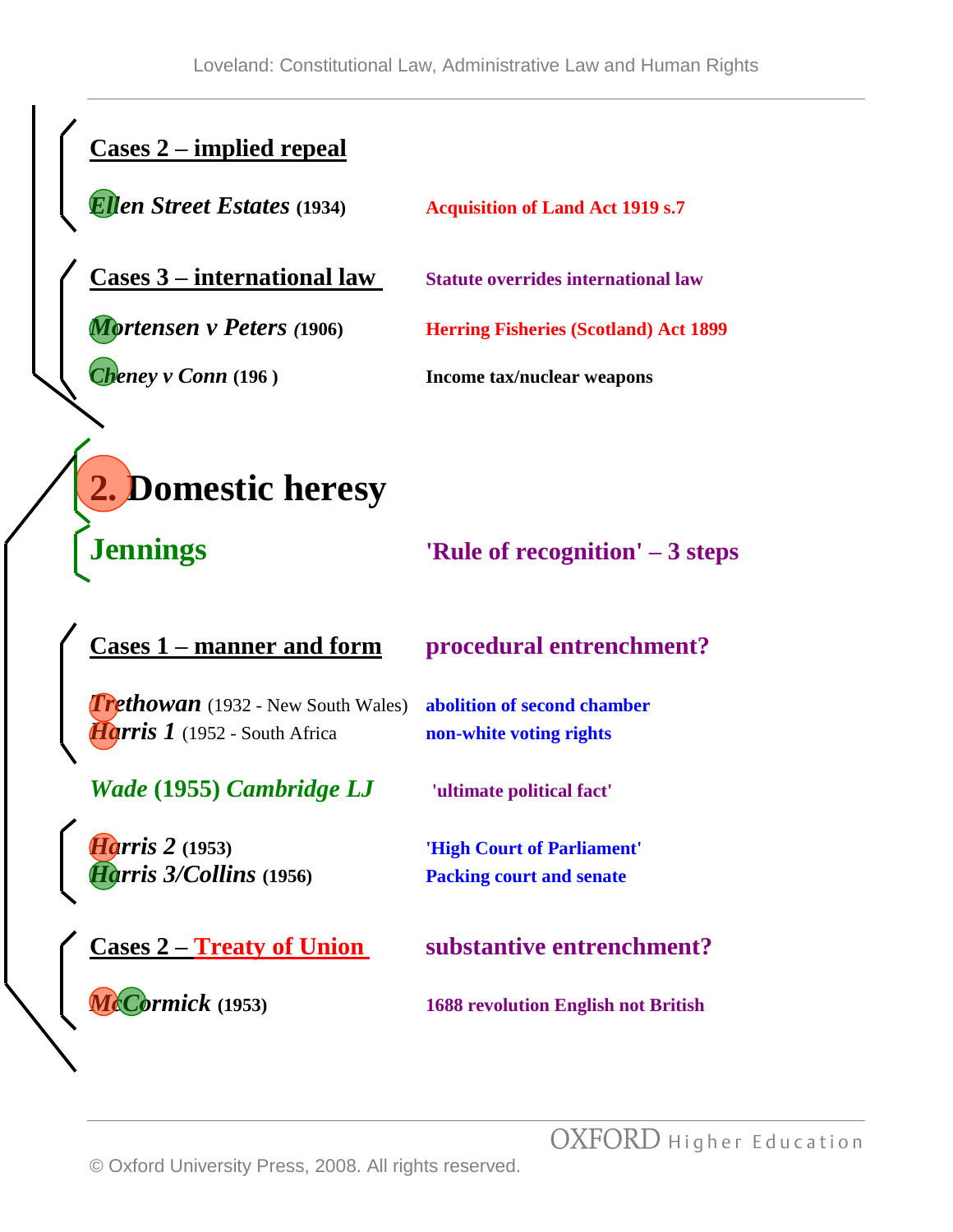**Cases 2 – implied repeal**

*Ellen Street Estates* **(1934)** — **Acquisition of Land Act 1919 s.7**

**Cases 3 – international law** — **Statute overrides international law**

*Mortensen v Peters* **(1906)** — **Herring Fisheries (Scotland) Act 1899**

*Cheney v Conn* **(196 )** — **Income tax/nuclear weapons**

# 2. Domestic heresy

## Jennings — 'Rule of recognition' – 3 steps

**Cases 1 – manner and form** — **procedural entrenchment?**

*Trethowan* (1932 - New South Wales) — **abolition of second chamber**

*Harris 1* (1952 - South Africa) — **non-white voting rights**

*Wade* **(1955)** *Cambridge LJ* — **'ultimate political fact'**

*Harris 2* **(1953)** — **'High Court of Parliament'**

*Harris 3/Collins* **(1956)** — **Packing court and senate**

**Cases 2 – Treaty of Union** — **substantive entrenchment?**

*McCormick* **(1953)** — **1688 revolution English not British**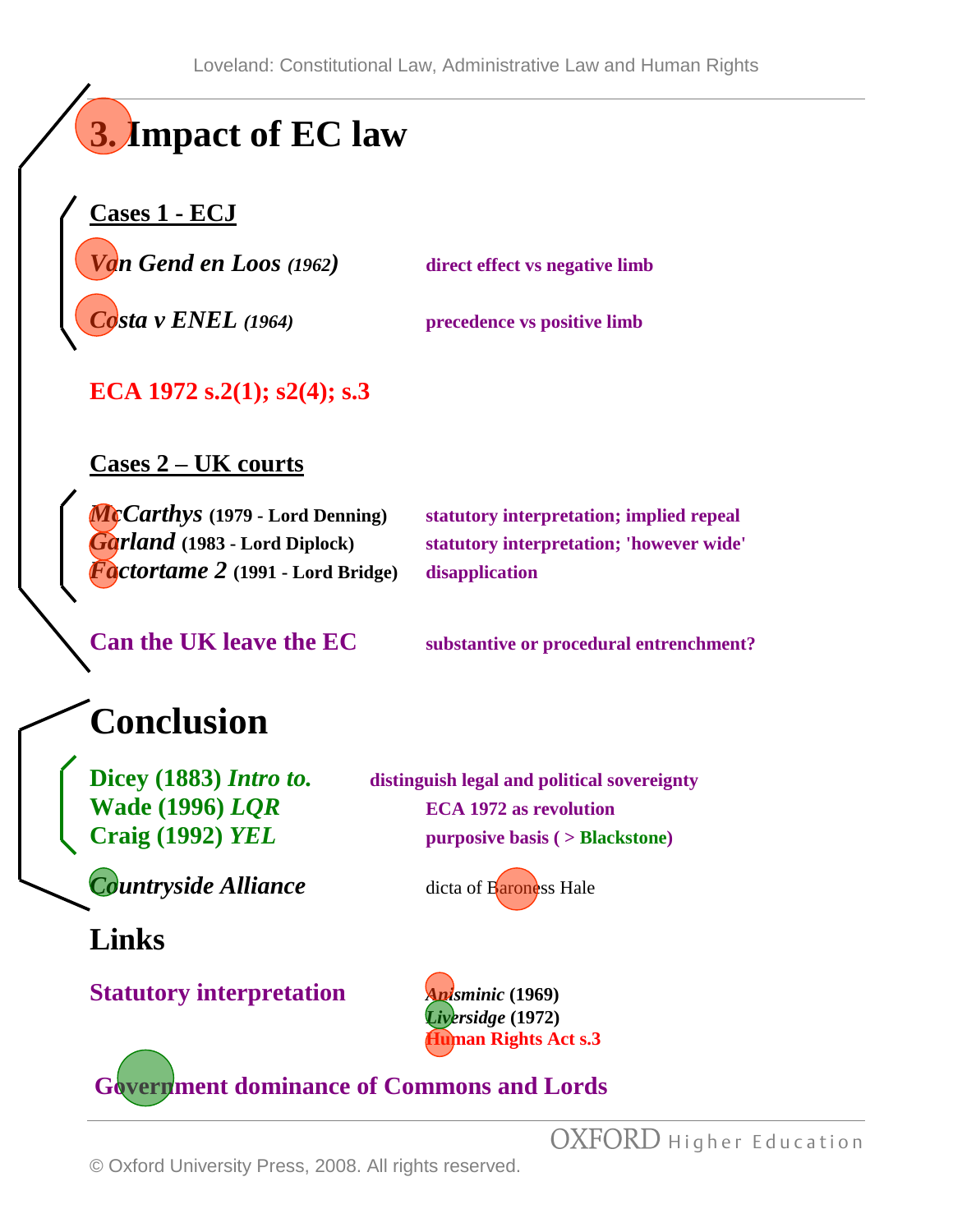# 3. Impact of EC law

**Cases 1 - ECJ**

***Van Gend en Loos** (1962)* — **direct effect vs negative limb**

***Costa v ENEL** (1964)* — **precedence vs positive limb**

**ECA 1972 s.2(1); s2(4); s.3**

**Cases 2 – UK courts**

***McCarthys*** **(1979 - Lord Denning)** — **statutory interpretation; implied repeal**
***Garland*** **(1983 - Lord Diplock)** — **statutory interpretation; 'however wide'**
***Factortame 2*** **(1991 - Lord Bridge)** — **disapplication**

**Can the UK leave the EC** — **substantive or procedural entrenchment?**

# Conclusion

**Dicey (1883)** ***Intro to.*** — **distinguish legal and political sovereignty**
**Wade (1996)** ***LQR*** — **ECA 1972 as revolution**
**Craig (1992)** ***YEL*** — **purposive basis ( > Blackstone)**

***Countryside Alliance*** — dicta of Baroness Hale

## Links

**Statutory interpretation** — ***Anisminic*** **(1969)**, ***Liversidge*** **(1972)**, **Human Rights Act s.3**

**Government dominance of Commons and Lords**